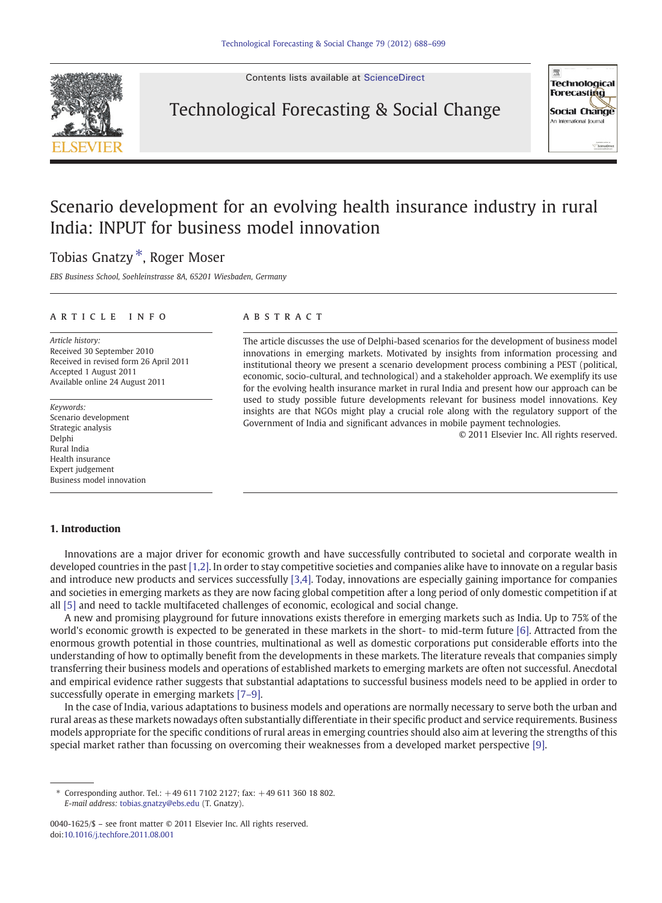# Scenario development for an evolving health insurance industry in rural India: INPUT for business model innovation

Tobias Gnatzy *, Roger Moser

*EBS Business School, Soehleinstrasse 8A, 65201 Wiesbaden, Germany*

## ARTICLE INFO

*Article history:*
Received 30 September 2010
Received in revised form 26 April 2011
Accepted 1 August 2011
Available online 24 August 2011

*Keywords:*
Scenario development
Strategic analysis
Delphi
Rural India
Health insurance
Expert judgement
Business model innovation

## ABSTRACT

The article discusses the use of Delphi-based scenarios for the development of business model innovations in emerging markets. Motivated by insights from information processing and institutional theory we present a scenario development process combining a PEST (political, economic, socio-cultural, and technological) and a stakeholder approach. We exemplify its use for the evolving health insurance market in rural India and present how our approach can be used to study possible future developments relevant for business model innovations. Key insights are that NGOs might play a crucial role along with the regulatory support of the Government of India and significant advances in mobile payment technologies.

© 2011 Elsevier Inc. All rights reserved.

## 1. Introduction

Innovations are a major driver for economic growth and have successfully contributed to societal and corporate wealth in developed countries in the past [1,2]. In order to stay competitive societies and companies alike have to innovate on a regular basis and introduce new products and services successfully [3,4]. Today, innovations are especially gaining importance for companies and societies in emerging markets as they are now facing global competition after a long period of only domestic competition if at all [5] and need to tackle multifaceted challenges of economic, ecological and social change.

A new and promising playground for future innovations exists therefore in emerging markets such as India. Up to 75% of the world's economic growth is expected to be generated in these markets in the short- to mid-term future [6]. Attracted from the enormous growth potential in those countries, multinational as well as domestic corporations put considerable efforts into the understanding of how to optimally benefit from the developments in these markets. The literature reveals that companies simply transferring their business models and operations of established markets to emerging markets are often not successful. Anecdotal and empirical evidence rather suggests that substantial adaptations to successful business models need to be applied in order to successfully operate in emerging markets [7–9].

In the case of India, various adaptations to business models and operations are normally necessary to serve both the urban and rural areas as these markets nowadays often substantially differentiate in their specific product and service requirements. Business models appropriate for the specific conditions of rural areas in emerging countries should also aim at levering the strengths of this special market rather than focussing on overcoming their weaknesses from a developed market perspective [9].

---

* Corresponding author. Tel.: +49 611 7102 2127; fax: +49 611 360 18 802.
*E-mail address:* tobias.gnatzy@ebs.edu (T. Gnatzy).

0040-1625/$ – see front matter © 2011 Elsevier Inc. All rights reserved.
doi:10.1016/j.techfore.2011.08.001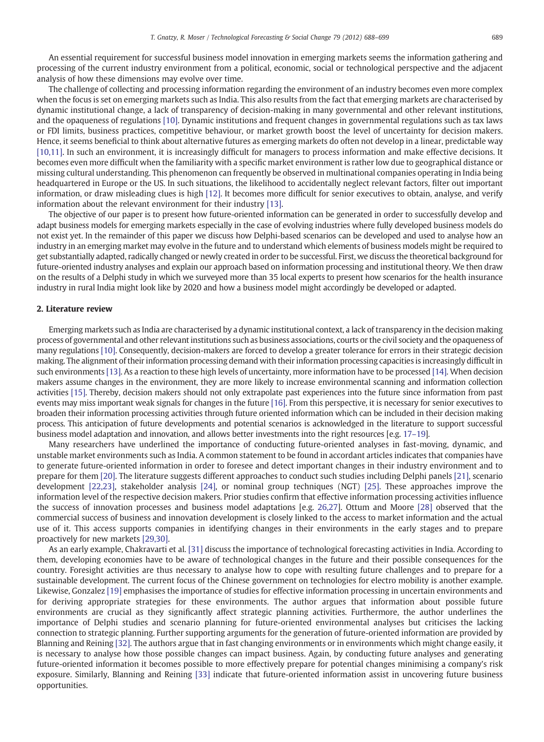An essential requirement for successful business model innovation in emerging markets seems the information gathering and processing of the current industry environment from a political, economic, social or technological perspective and the adjacent analysis of how these dimensions may evolve over time.

The challenge of collecting and processing information regarding the environment of an industry becomes even more complex when the focus is set on emerging markets such as India. This also results from the fact that emerging markets are characterised by dynamic institutional change, a lack of transparency of decision-making in many governmental and other relevant institutions, and the opaqueness of regulations [10]. Dynamic institutions and frequent changes in governmental regulations such as tax laws or FDI limits, business practices, competitive behaviour, or market growth boost the level of uncertainty for decision makers. Hence, it seems beneficial to think about alternative futures as emerging markets do often not develop in a linear, predictable way [10,11]. In such an environment, it is increasingly difficult for managers to process information and make effective decisions. It becomes even more difficult when the familiarity with a specific market environment is rather low due to geographical distance or missing cultural understanding. This phenomenon can frequently be observed in multinational companies operating in India being headquartered in Europe or the US. In such situations, the likelihood to accidentally neglect relevant factors, filter out important information, or draw misleading clues is high [12]. It becomes more difficult for senior executives to obtain, analyse, and verify information about the relevant environment for their industry [13].

The objective of our paper is to present how future-oriented information can be generated in order to successfully develop and adapt business models for emerging markets especially in the case of evolving industries where fully developed business models do not exist yet. In the remainder of this paper we discuss how Delphi-based scenarios can be developed and used to analyse how an industry in an emerging market may evolve in the future and to understand which elements of business models might be required to get substantially adapted, radically changed or newly created in order to be successful. First, we discuss the theoretical background for future-oriented industry analyses and explain our approach based on information processing and institutional theory. We then draw on the results of a Delphi study in which we surveyed more than 35 local experts to present how scenarios for the health insurance industry in rural India might look like by 2020 and how a business model might accordingly be developed or adapted.

## 2. Literature review

Emerging markets such as India are characterised by a dynamic institutional context, a lack of transparency in the decision making process of governmental and other relevant institutions such as business associations, courts or the civil society and the opaqueness of many regulations [10]. Consequently, decision-makers are forced to develop a greater tolerance for errors in their strategic decision making. The alignment of their information processing demand with their information processing capacities is increasingly difficult in such environments [13]. As a reaction to these high levels of uncertainty, more information have to be processed [14]. When decision makers assume changes in the environment, they are more likely to increase environmental scanning and information collection activities [15]. Thereby, decision makers should not only extrapolate past experiences into the future since information from past events may miss important weak signals for changes in the future [16]. From this perspective, it is necessary for senior executives to broaden their information processing activities through future oriented information which can be included in their decision making process. This anticipation of future developments and potential scenarios is acknowledged in the literature to support successful business model adaptation and innovation, and allows better investments into the right resources [e.g. 17–19].

Many researchers have underlined the importance of conducting future-oriented analyses in fast-moving, dynamic, and unstable market environments such as India. A common statement to be found in accordant articles indicates that companies have to generate future-oriented information in order to foresee and detect important changes in their industry environment and to prepare for them [20]. The literature suggests different approaches to conduct such studies including Delphi panels [21], scenario development [22,23], stakeholder analysis [24], or nominal group techniques (NGT) [25]. These approaches improve the information level of the respective decision makers. Prior studies confirm that effective information processing activities influence the success of innovation processes and business model adaptations [e.g. 26,27]. Ottum and Moore [28] observed that the commercial success of business and innovation development is closely linked to the access to market information and the actual use of it. This access supports companies in identifying changes in their environments in the early stages and to prepare proactively for new markets [29,30].

As an early example, Chakravarti et al. [31] discuss the importance of technological forecasting activities in India. According to them, developing economies have to be aware of technological changes in the future and their possible consequences for the country. Foresight activities are thus necessary to analyse how to cope with resulting future challenges and to prepare for a sustainable development. The current focus of the Chinese government on technologies for electro mobility is another example. Likewise, Gonzalez [19] emphasises the importance of studies for effective information processing in uncertain environments and for deriving appropriate strategies for these environments. The author argues that information about possible future environments are crucial as they significantly affect strategic planning activities. Furthermore, the author underlines the importance of Delphi studies and scenario planning for future-oriented environmental analyses but criticises the lacking connection to strategic planning. Further supporting arguments for the generation of future-oriented information are provided by Blanning and Reining [32]. The authors argue that in fast changing environments or in environments which might change easily, it is necessary to analyse how those possible changes can impact business. Again, by conducting future analyses and generating future-oriented information it becomes possible to more effectively prepare for potential changes minimising a company's risk exposure. Similarly, Blanning and Reining [33] indicate that future-oriented information assist in uncovering future business opportunities.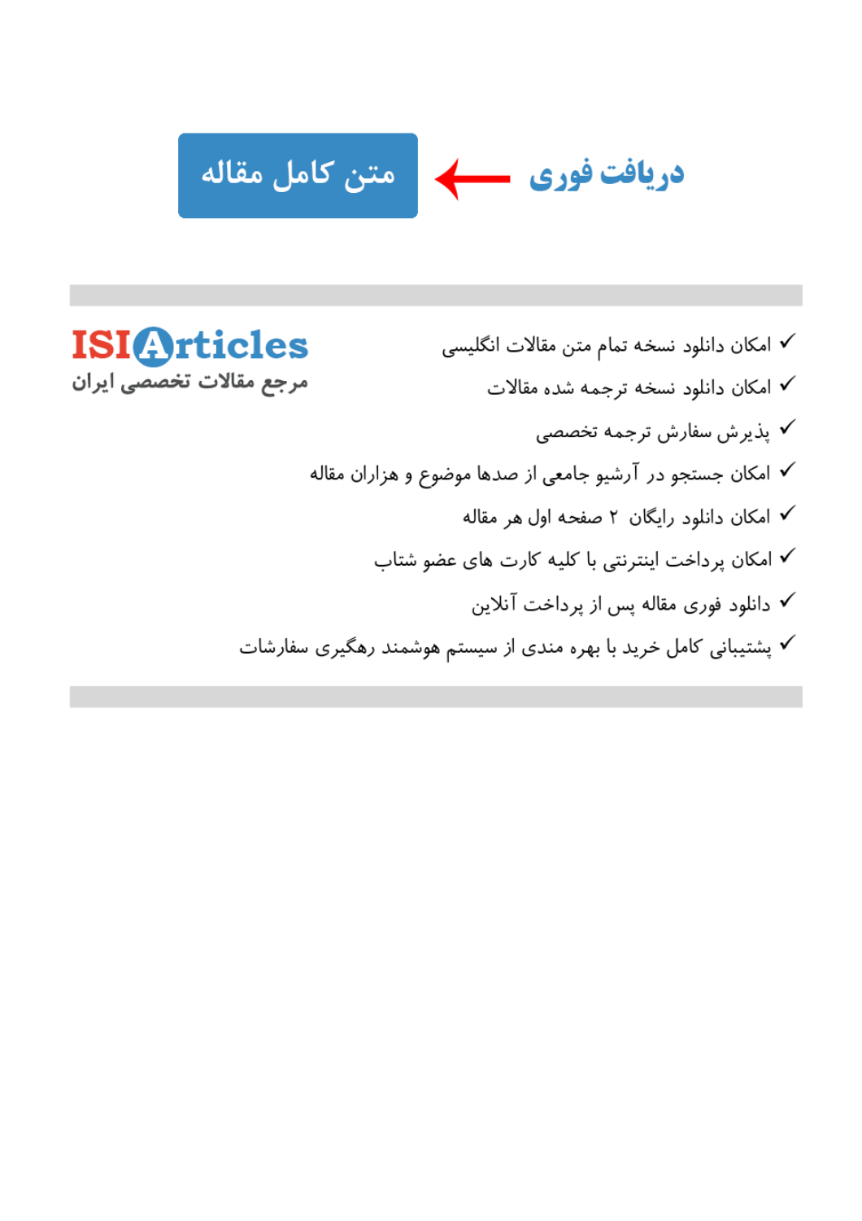دریافت فوری ← متن کامل مقاله

ISIArticles
مرجع مقالات تخصصی ایران

- ✓ امکان دانلود نسخه تمام متن مقالات انگلیسی
- ✓ امکان دانلود نسخه ترجمه شده مقالات
- ✓ پذیرش سفارش ترجمه تخصصی
- ✓ امکان جستجو در آرشیو جامعی از صدها موضوع و هزاران مقاله
- ✓ امکان دانلود رایگان ۲ صفحه اول هر مقاله
- ✓ امکان پرداخت اینترنتی با کلیه کارت های عضو شتاب
- ✓ دانلود فوری مقاله پس از پرداخت آنلاین
- ✓ پشتیبانی کامل خرید با بهره مندی از سیستم هوشمند رهگیری سفارشات